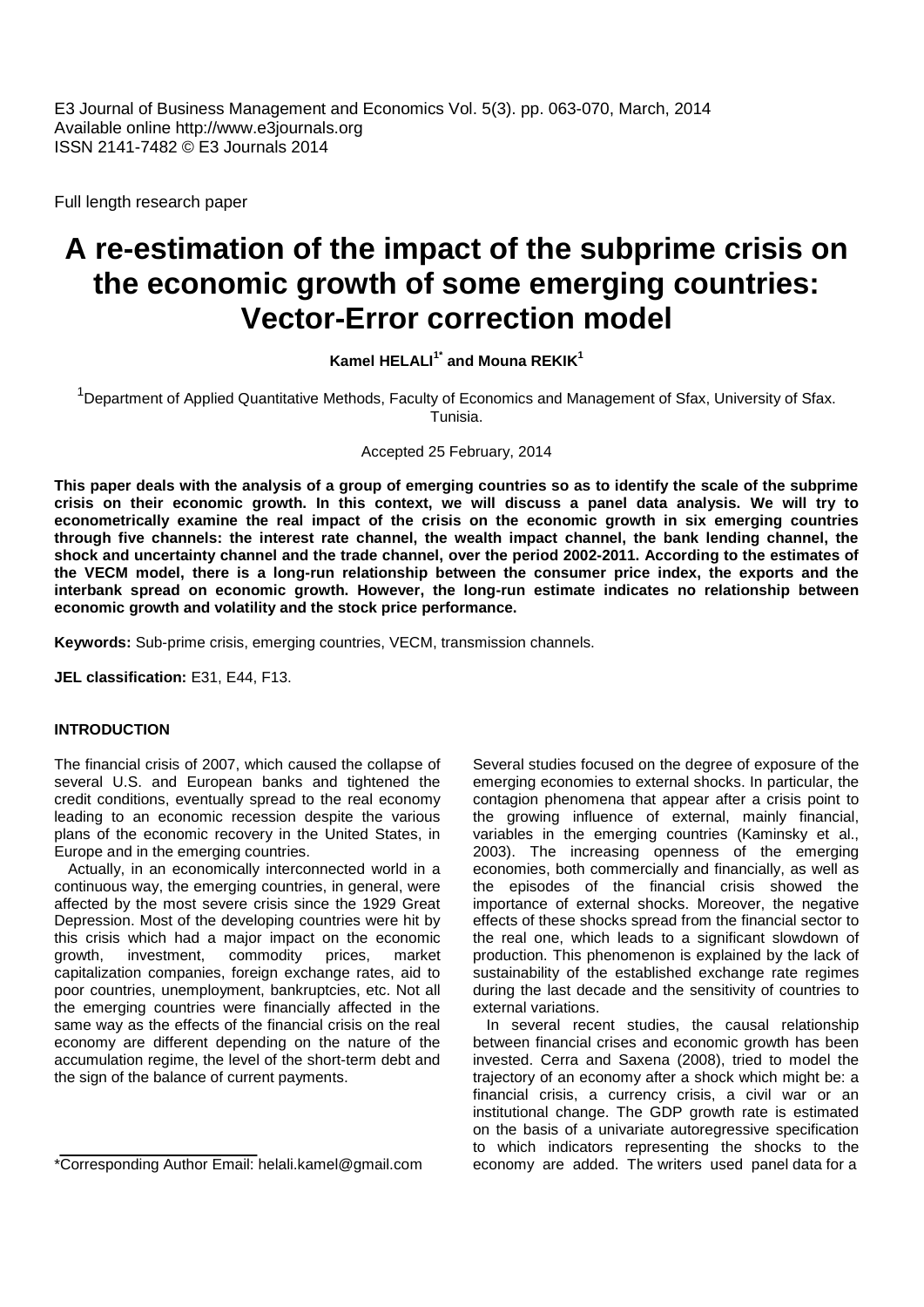Full length research paper

# A re-estimation of the impact of the subprime crisis on the economic growth of some emerging countries: Vector-Error correction model

**Kamel HELALI[1*] and Mouna REKIK[1]**

[1]Department of Applied Quantitative Methods, Faculty of Economics and Management of Sfax, University of Sfax. Tunisia.

Accepted 25 February, 2014

**This paper deals with the analysis of a group of emerging countries so as to identify the scale of the subprime crisis on their economic growth. In this context, we will discuss a panel data analysis. We will try to econometrically examine the real impact of the crisis on the economic growth in six emerging countries through five channels: the interest rate channel, the wealth impact channel, the bank lending channel, the shock and uncertainty channel and the trade channel, over the period 2002-2011. According to the estimates of the VECM model, there is a long-run relationship between the consumer price index, the exports and the interbank spread on economic growth. However, the long-run estimate indicates no relationship between economic growth and volatility and the stock price performance.**

**Keywords:** Sub-prime crisis, emerging countries, VECM, transmission channels.

**JEL classification:** E31, E44, F13.

## INTRODUCTION

The financial crisis of 2007, which caused the collapse of several U.S. and European banks and tightened the credit conditions, eventually spread to the real economy leading to an economic recession despite the various plans of the economic recovery in the United States, in Europe and in the emerging countries.

Actually, in an economically interconnected world in a continuous way, the emerging countries, in general, were affected by the most severe crisis since the 1929 Great Depression. Most of the developing countries were hit by this crisis which had a major impact on the economic growth, investment, commodity prices, market capitalization companies, foreign exchange rates, aid to poor countries, unemployment, bankruptcies, etc. Not all the emerging countries were financially affected in the same way as the effects of the financial crisis on the real economy are different depending on the nature of the accumulation regime, the level of the short-term debt and the sign of the balance of current payments.

Several studies focused on the degree of exposure of the emerging economies to external shocks. In particular, the contagion phenomena that appear after a crisis point to the growing influence of external, mainly financial, variables in the emerging countries (Kaminsky et al., 2003). The increasing openness of the emerging economies, both commercially and financially, as well as the episodes of the financial crisis showed the importance of external shocks. Moreover, the negative effects of these shocks spread from the financial sector to the real one, which leads to a significant slowdown of production. This phenomenon is explained by the lack of sustainability of the established exchange rate regimes during the last decade and the sensitivity of countries to external variations.

In several recent studies, the causal relationship between financial crises and economic growth has been invested. Cerra and Saxena (2008), tried to model the trajectory of an economy after a shock which might be: a financial crisis, a currency crisis, a civil war or an institutional change. The GDP growth rate is estimated on the basis of a univariate autoregressive specification to which indicators representing the shocks to the economy are added. The writers used panel data for a

*Corresponding Author Email: helali.kamel@gmail.com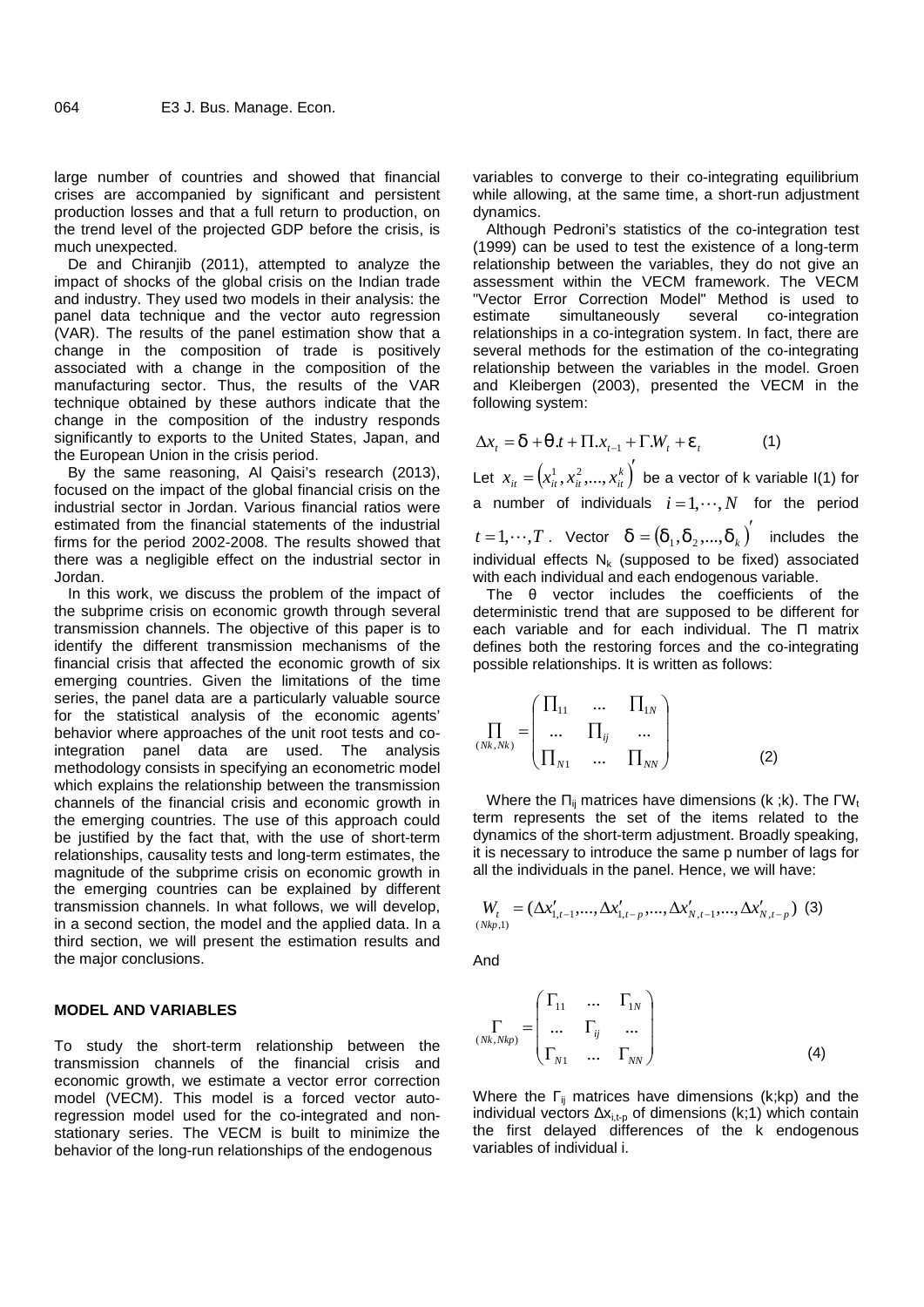large number of countries and showed that financial crises are accompanied by significant and persistent production losses and that a full return to production, on the trend level of the projected GDP before the crisis, is much unexpected.

De and Chiranjib (2011), attempted to analyze the impact of shocks of the global crisis on the Indian trade and industry. They used two models in their analysis: the panel data technique and the vector auto regression (VAR). The results of the panel estimation show that a change in the composition of trade is positively associated with a change in the composition of the manufacturing sector. Thus, the results of the VAR technique obtained by these authors indicate that the change in the composition of the industry responds significantly to exports to the United States, Japan, and the European Union in the crisis period.

By the same reasoning, Al Qaisi's research (2013), focused on the impact of the global financial crisis on the industrial sector in Jordan. Various financial ratios were estimated from the financial statements of the industrial firms for the period 2002-2008. The results showed that there was a negligible effect on the industrial sector in Jordan.

In this work, we discuss the problem of the impact of the subprime crisis on economic growth through several transmission channels. The objective of this paper is to identify the different transmission mechanisms of the financial crisis that affected the economic growth of six emerging countries. Given the limitations of the time series, the panel data are a particularly valuable source for the statistical analysis of the economic agents' behavior where approaches of the unit root tests and co-integration panel data are used. The analysis methodology consists in specifying an econometric model which explains the relationship between the transmission channels of the financial crisis and economic growth in the emerging countries. The use of this approach could be justified by the fact that, with the use of short-term relationships, causality tests and long-term estimates, the magnitude of the subprime crisis on economic growth in the emerging countries can be explained by different transmission channels. In what follows, we will develop, in a second section, the model and the applied data. In a third section, we will present the estimation results and the major conclusions.

## MODEL AND VARIABLES

To study the short-term relationship between the transmission channels of the financial crisis and economic growth, we estimate a vector error correction model (VECM). This model is a forced vector auto-regression model used for the co-integrated and non-stationary series. The VECM is built to minimize the behavior of the long-run relationships of the endogenous variables to converge to their co-integrating equilibrium while allowing, at the same time, a short-run adjustment dynamics.

Although Pedroni's statistics of the co-integration test (1999) can be used to test the existence of a long-term relationship between the variables, they do not give an assessment within the VECM framework. The VECM "Vector Error Correction Model" Method is used to estimate simultaneously several co-integration relationships in a co-integration system. In fact, there are several methods for the estimation of the co-integrating relationship between the variables in the model. Groen and Kleibergen (2003), presented the VECM in the following system:

$$\Delta x_t = \delta + \theta . t + \Pi . x_{t-1} + \Gamma . W_t + \varepsilon_t \qquad (1)$$

Let $x_{it} = \left(x_{it}^1, x_{it}^2, ..., x_{it}^k\right)'$ be a vector of k variable I(1) for a number of individuals $i = 1, \cdots, N$ for the period $t = 1, \cdots, T$. Vector $\delta = (\delta_1, \delta_2, ..., \delta_k)'$ includes the individual effects $N_k$ (supposed to be fixed) associated with each individual and each endogenous variable.

The θ vector includes the coefficients of the deterministic trend that are supposed to be different for each variable and for each individual. The Π matrix defines both the restoring forces and the co-integrating possible relationships. It is written as follows:

$$\underset{(Nk,Nk)}{\Pi} = \begin{pmatrix} \Pi_{11} & ... & \Pi_{1N} \\ ... & \Pi_{ij} & ... \\ \Pi_{N1} & ... & \Pi_{NN} \end{pmatrix} \qquad (2)$$

Where the $\Pi_{ij}$ matrices have dimensions (k ;k). The $\Gamma W_t$ term represents the set of the items related to the dynamics of the short-term adjustment. Broadly speaking, it is necessary to introduce the same p number of lags for all the individuals in the panel. Hence, we will have:

$$\underset{(Nkp,1)}{W_t} = (\Delta x'_{1,t-1}, ..., \Delta x'_{1,t-p}, ..., \Delta x'_{N,t-1}, ..., \Delta x'_{N,t-p}) \qquad (3)$$

And

$$\underset{(Nk,Nkp)}{\Gamma} = \begin{pmatrix} \Gamma_{11} & ... & \Gamma_{1N} \\ ... & \Gamma_{ij} & ... \\ \Gamma_{N1} & ... & \Gamma_{NN} \end{pmatrix} \qquad (4)$$

Where the $\Gamma_{ij}$ matrices have dimensions (k;kp) and the individual vectors $\Delta x_{i,t-p}$ of dimensions (k;1) which contain the first delayed differences of the k endogenous variables of individual i.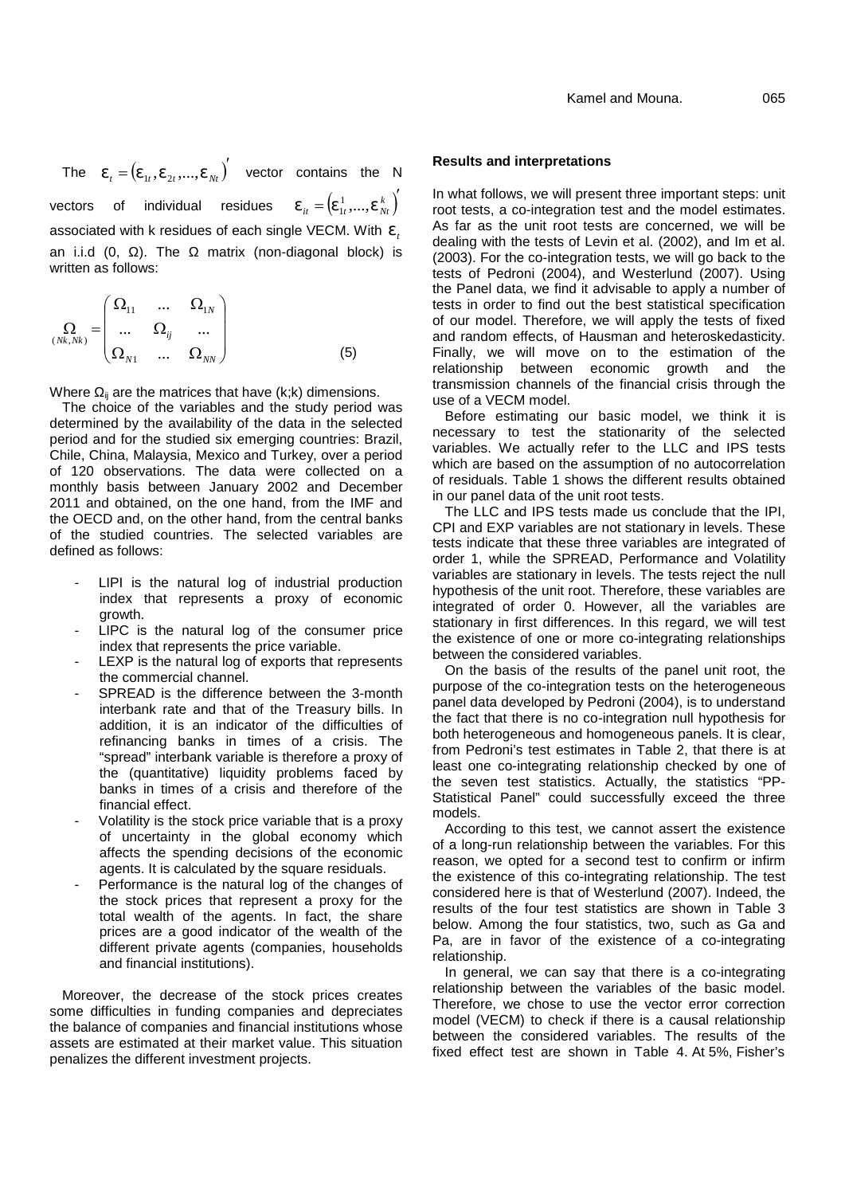The $\varepsilon_t = (\varepsilon_{1t}, \varepsilon_{2t}, ..., \varepsilon_{Nt})'$ vector contains the N vectors of individual residues $\varepsilon_{it} = (\varepsilon_{1t}^1, ..., \varepsilon_{Nt}^k)'$ associated with k residues of each single VECM. With $\varepsilon_t$ an i.i.d (0, Ω). The Ω matrix (non-diagonal block) is written as follows:

$$\underset{(Nk,Nk)}{\Omega} = \begin{pmatrix} \Omega_{11} & ... & \Omega_{1N} \\ ... & \Omega_{ij} & ... \\ \Omega_{N1} & ... & \Omega_{NN} \end{pmatrix} \quad (5)$$

Where $\Omega_{ij}$ are the matrices that have (k;k) dimensions.

The choice of the variables and the study period was determined by the availability of the data in the selected period and for the studied six emerging countries: Brazil, Chile, China, Malaysia, Mexico and Turkey, over a period of 120 observations. The data were collected on a monthly basis between January 2002 and December 2011 and obtained, on the one hand, from the IMF and the OECD and, on the other hand, from the central banks of the studied countries. The selected variables are defined as follows:

- LIPI is the natural log of industrial production index that represents a proxy of economic growth.
- LIPC is the natural log of the consumer price index that represents the price variable.
- LEXP is the natural log of exports that represents the commercial channel.
- SPREAD is the difference between the 3-month interbank rate and that of the Treasury bills. In addition, it is an indicator of the difficulties of refinancing banks in times of a crisis. The "spread" interbank variable is therefore a proxy of the (quantitative) liquidity problems faced by banks in times of a crisis and therefore of the financial effect.
- Volatility is the stock price variable that is a proxy of uncertainty in the global economy which affects the spending decisions of the economic agents. It is calculated by the square residuals.
- Performance is the natural log of the changes of the stock prices that represent a proxy for the total wealth of the agents. In fact, the share prices are a good indicator of the wealth of the different private agents (companies, households and financial institutions).

Moreover, the decrease of the stock prices creates some difficulties in funding companies and depreciates the balance of companies and financial institutions whose assets are estimated at their market value. This situation penalizes the different investment projects.

## Results and interpretations

In what follows, we will present three important steps: unit root tests, a co-integration test and the model estimates. As far as the unit root tests are concerned, we will be dealing with the tests of Levin et al. (2002), and Im et al. (2003). For the co-integration tests, we will go back to the tests of Pedroni (2004), and Westerlund (2007). Using the Panel data, we find it advisable to apply a number of tests in order to find out the best statistical specification of our model. Therefore, we will apply the tests of fixed and random effects, of Hausman and heteroskedasticity. Finally, we will move on to the estimation of the relationship between economic growth and the transmission channels of the financial crisis through the use of a VECM model.

Before estimating our basic model, we think it is necessary to test the stationarity of the selected variables. We actually refer to the LLC and IPS tests which are based on the assumption of no autocorrelation of residuals. Table 1 shows the different results obtained in our panel data of the unit root tests.

The LLC and IPS tests made us conclude that the IPI, CPI and EXP variables are not stationary in levels. These tests indicate that these three variables are integrated of order 1, while the SPREAD, Performance and Volatility variables are stationary in levels. The tests reject the null hypothesis of the unit root. Therefore, these variables are integrated of order 0. However, all the variables are stationary in first differences. In this regard, we will test the existence of one or more co-integrating relationships between the considered variables.

On the basis of the results of the panel unit root, the purpose of the co-integration tests on the heterogeneous panel data developed by Pedroni (2004), is to understand the fact that there is no co-integration null hypothesis for both heterogeneous and homogeneous panels. It is clear, from Pedroni's test estimates in Table 2, that there is at least one co-integrating relationship checked by one of the seven test statistics. Actually, the statistics "PP-Statistical Panel" could successfully exceed the three models.

According to this test, we cannot assert the existence of a long-run relationship between the variables. For this reason, we opted for a second test to confirm or infirm the existence of this co-integrating relationship. The test considered here is that of Westerlund (2007). Indeed, the results of the four test statistics are shown in Table 3 below. Among the four statistics, two, such as Ga and Pa, are in favor of the existence of a co-integrating relationship.

In general, we can say that there is a co-integrating relationship between the variables of the basic model. Therefore, we chose to use the vector error correction model (VECM) to check if there is a causal relationship between the considered variables. The results of the fixed effect test are shown in Table 4. At 5%, Fisher's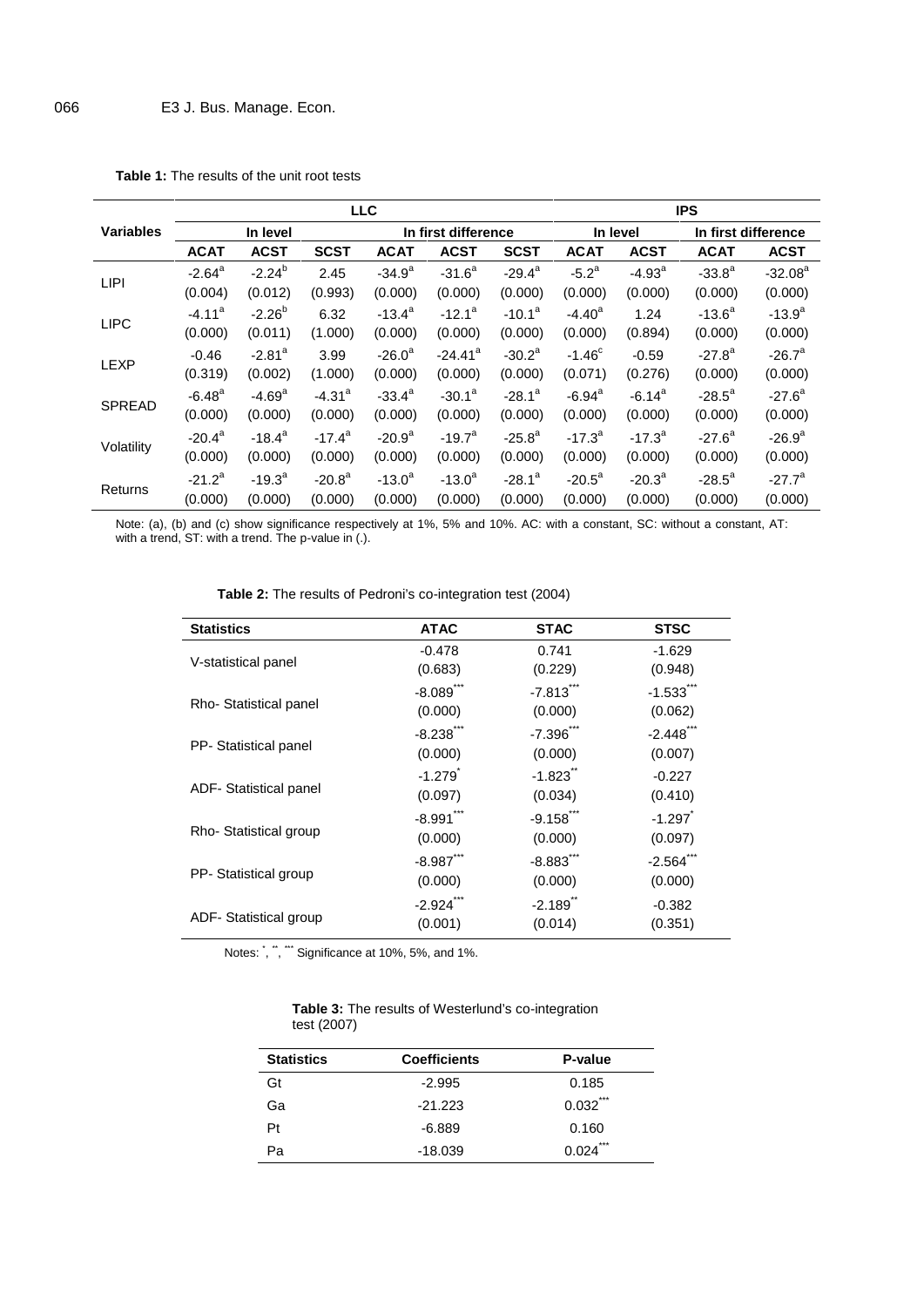**Table 1:** The results of the unit root tests

| Variables | LLC | | | | | | IPS | | | |
|---|---|---|---|---|---|---|---|---|---|---|
| | In level | | | In first difference | | | In level | | In first difference | |
| | ACAT | ACST | SCST | ACAT | ACST | SCST | ACAT | ACST | ACAT | ACST |
| LIPI | -2.64[a] (0.004) | -2.24[b] (0.012) | 2.45 (0.993) | -34.9[a] (0.000) | -31.6[a] (0.000) | -29.4[a] (0.000) | -5.2[a] (0.000) | -4.93[a] (0.000) | -33.8[a] (0.000) | -32.08[a] (0.000) |
| LIPC | -4.11[a] (0.000) | -2.26[b] (0.011) | 6.32 (1.000) | -13.4[a] (0.000) | -12.1[a] (0.000) | -10.1[a] (0.000) | -4.40[a] (0.000) | 1.24 (0.894) | -13.6[a] (0.000) | -13.9[a] (0.000) |
| LEXP | -0.46 (0.319) | -2.81[a] (0.002) | 3.99 (1.000) | -26.0[a] (0.000) | -24.41[a] (0.000) | -30.2[a] (0.000) | -1.46[c] (0.071) | -0.59 (0.276) | -27.8[a] (0.000) | -26.7[a] (0.000) |
| SPREAD | -6.48[a] (0.000) | -4.69[a] (0.000) | -4.31[a] (0.000) | -33.4[a] (0.000) | -30.1[a] (0.000) | -28.1[a] (0.000) | -6.94[a] (0.000) | -6.14[a] (0.000) | -28.5[a] (0.000) | -27.6[a] (0.000) |
| Volatility | -20.4[a] (0.000) | -18.4[a] (0.000) | -17.4[a] (0.000) | -20.9[a] (0.000) | -19.7[a] (0.000) | -25.8[a] (0.000) | -17.3[a] (0.000) | -17.3[a] (0.000) | -27.6[a] (0.000) | -26.9[a] (0.000) |
| Returns | -21.2[a] (0.000) | -19.3[a] (0.000) | -20.8[a] (0.000) | -13.0[a] (0.000) | -13.0[a] (0.000) | -28.1[a] (0.000) | -20.5[a] (0.000) | -20.3[a] (0.000) | -28.5[a] (0.000) | -27.7[a] (0.000) |

Note: (a), (b) and (c) show significance respectively at 1%, 5% and 10%. AC: with a constant, SC: without a constant, AT: with a trend, ST: with a trend. The p-value in (.).

**Table 2:** The results of Pedroni's co-integration test (2004)

| Statistics | ATAC | STAC | STSC |
|---|---|---|---|
| V-statistical panel | -0.478 (0.683) | 0.741 (0.229) | -1.629 (0.948) |
| Rho- Statistical panel | -8.089*** (0.000) | -7.813*** (0.000) | -1.533*** (0.062) |
| PP- Statistical panel | -8.238*** (0.000) | -7.396*** (0.000) | -2.448*** (0.007) |
| ADF- Statistical panel | -1.279* (0.097) | -1.823** (0.034) | -0.227 (0.410) |
| Rho- Statistical group | -8.991*** (0.000) | -9.158*** (0.000) | -1.297* (0.097) |
| PP- Statistical group | -8.987*** (0.000) | -8.883*** (0.000) | -2.564*** (0.000) |
| ADF- Statistical group | -2.924*** (0.001) | -2.189** (0.014) | -0.382 (0.351) |

Notes: *, **, *** Significance at 10%, 5%, and 1%.

**Table 3:** The results of Westerlund's co-integration test (2007)

| Statistics | Coefficients | P-value |
|---|---|---|
| Gt | -2.995 | 0.185 |
| Ga | -21.223 | 0.032*** |
| Pt | -6.889 | 0.160 |
| Pa | -18.039 | 0.024*** |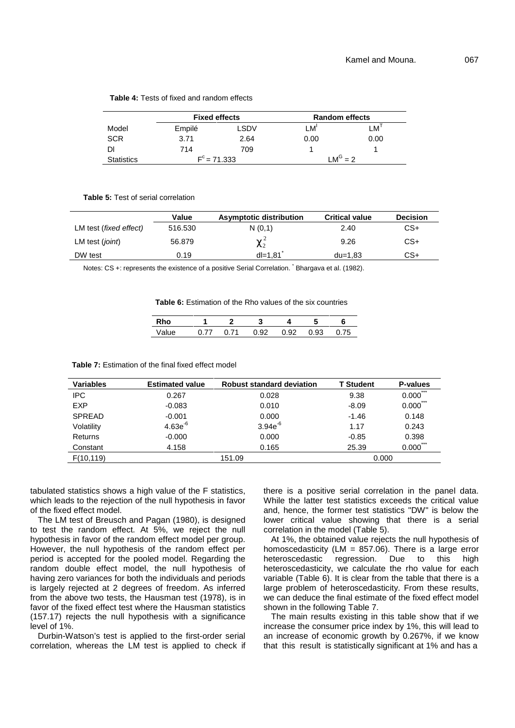**Table 4:** Tests of fixed and random effects

| | Fixed effects | | Random effects | |
|---|---|---|---|---|
| Model | Empilé | LSDV | $LM^{I}$ | $LM^{T}$ |
| SCR | 3.71 | 2.64 | 0.00 | 0.00 |
| Dl | 714 | 709 | 1 | 1 |
| Statistics | $F^{c} = 71.333$ | | $LM^{G} = 2$ | |

**Table 5:** Test of serial correlation

| | Value | Asymptotic distribution | Critical value | Decision |
|---|---|---|---|---|
| LM test (*fixed effect*) | 516.530 | N (0,1) | 2.40 | CS+ |
| LM test (*joint*) | 56.879 | $\chi^2_2$ | 9.26 | CS+ |
| DW test | 0.19 | dl=1,81* | du=1,83 | CS+ |

Notes: CS +: represents the existence of a positive Serial Correlation. * Bhargava et al. (1982).

**Table 6:** Estimation of the Rho values of the six countries

| Rho | 1 | 2 | 3 | 4 | 5 | 6 |
|---|---|---|---|---|---|---|
| Value | 0.77 | 0.71 | 0.92 | 0.92 | 0.93 | 0.75 |

**Table 7:** Estimation of the final fixed effect model

| Variables | Estimated value | Robust standard deviation | T Student | P-values |
|---|---|---|---|---|
| IPC | 0.267 | 0.028 | 9.38 | 0.000*** |
| EXP | -0.083 | 0.010 | -8.09 | 0.000*** |
| SPREAD | -0.001 | 0.000 | -1.46 | 0.148 |
| Volatility | $4.63e^{-6}$ | $3.94e^{-6}$ | 1.17 | 0.243 |
| Returns | -0.000 | 0.000 | -0.85 | 0.398 |
| Constant | 4.158 | 0.165 | 25.39 | 0.000*** |
| F(10,119) | | 151.09 | | 0.000 |

tabulated statistics shows a high value of the F statistics, which leads to the rejection of the null hypothesis in favor of the fixed effect model.

The LM test of Breusch and Pagan (1980), is designed to test the random effect. At 5%, we reject the null hypothesis in favor of the random effect model per group. However, the null hypothesis of the random effect per period is accepted for the pooled model. Regarding the random double effect model, the null hypothesis of having zero variances for both the individuals and periods is largely rejected at 2 degrees of freedom. As inferred from the above two tests, the Hausman test (1978), is in favor of the fixed effect test where the Hausman statistics (157.17) rejects the null hypothesis with a significance level of 1%.

Durbin-Watson's test is applied to the first-order serial correlation, whereas the LM test is applied to check if there is a positive serial correlation in the panel data. While the latter test statistics exceeds the critical value and, hence, the former test statistics "DW" is below the lower critical value showing that there is a serial correlation in the model (Table 5).

At 1%, the obtained value rejects the null hypothesis of homoscedasticity (LM = 857.06). There is a large error heteroscedastic regression. Due to this high heteroscedasticity, we calculate the rho value for each variable (Table 6). It is clear from the table that there is a large problem of heteroscedasticity. From these results, we can deduce the final estimate of the fixed effect model shown in the following Table 7.

The main results existing in this table show that if we increase the consumer price index by 1%, this will lead to an increase of economic growth by 0.267%, if we know that this result is statistically significant at 1% and has a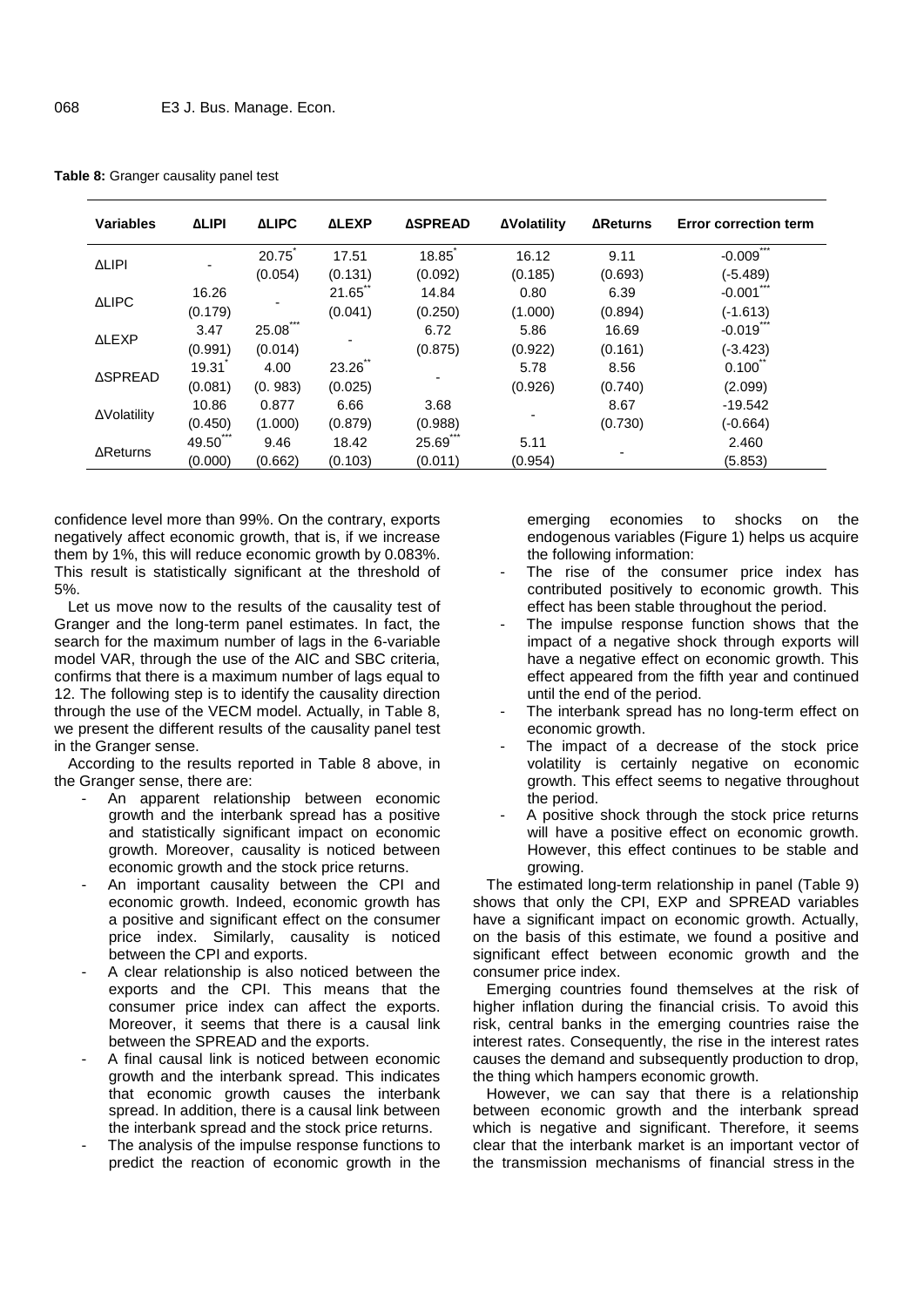**Table 8:** Granger causality panel test

| Variables | ΔLIPI | ΔLIPC | ΔLEXP | ΔSPREAD | ΔVolatility | ΔReturns | Error correction term |
|---|---|---|---|---|---|---|---|
| ΔLIPI | - | 20.75* | 17.51 | 18.85* | 16.12 | 9.11 | -0.009*** |
| | | (0.054) | (0.131) | (0.092) | (0.185) | (0.693) | (-5.489) |
| ΔLIPC | 16.26 | - | 21.65** | 14.84 | 0.80 | 6.39 | -0.001*** |
| | (0.179) | | (0.041) | (0.250) | (1.000) | (0.894) | (-1.613) |
| ΔLEXP | 3.47 | 25.08*** | - | 6.72 | 5.86 | 16.69 | -0.019*** |
| | (0.991) | (0.014) | | (0.875) | (0.922) | (0.161) | (-3.423) |
| ΔSPREAD | 19.31* | 4.00 | 23.26** | - | 5.78 | 8.56 | 0.100** |
| | (0.081) | (0. 983) | (0.025) | | (0.926) | (0.740) | (2.099) |
| ΔVolatility | 10.86 | 0.877 | 6.66 | 3.68 | - | 8.67 | -19.542 |
| | (0.450) | (1.000) | (0.879) | (0.988) | | (0.730) | (-0.664) |
| ΔReturns | 49.50*** | 9.46 | 18.42 | 25.69*** | 5.11 | - | 2.460 |
| | (0.000) | (0.662) | (0.103) | (0.011) | (0.954) | | (5.853) |

confidence level more than 99%. On the contrary, exports negatively affect economic growth, that is, if we increase them by 1%, this will reduce economic growth by 0.083%. This result is statistically significant at the threshold of 5%.

Let us move now to the results of the causality test of Granger and the long-term panel estimates. In fact, the search for the maximum number of lags in the 6-variable model VAR, through the use of the AIC and SBC criteria, confirms that there is a maximum number of lags equal to 12. The following step is to identify the causality direction through the use of the VECM model. Actually, in Table 8, we present the different results of the causality panel test in the Granger sense.

According to the results reported in Table 8 above, in the Granger sense, there are:

- An apparent relationship between economic growth and the interbank spread has a positive and statistically significant impact on economic growth. Moreover, causality is noticed between economic growth and the stock price returns.
- An important causality between the CPI and economic growth. Indeed, economic growth has a positive and significant effect on the consumer price index. Similarly, causality is noticed between the CPI and exports.
- A clear relationship is also noticed between the exports and the CPI. This means that the consumer price index can affect the exports. Moreover, it seems that there is a causal link between the SPREAD and the exports.
- A final causal link is noticed between economic growth and the interbank spread. This indicates that economic growth causes the interbank spread. In addition, there is a causal link between the interbank spread and the stock price returns.
- The analysis of the impulse response functions to predict the reaction of economic growth in the emerging economies to shocks on the endogenous variables (Figure 1) helps us acquire the following information:
- The rise of the consumer price index has contributed positively to economic growth. This effect has been stable throughout the period.
- The impulse response function shows that the impact of a negative shock through exports will have a negative effect on economic growth. This effect appeared from the fifth year and continued until the end of the period.
- The interbank spread has no long-term effect on economic growth.
- The impact of a decrease of the stock price volatility is certainly negative on economic growth. This effect seems to negative throughout the period.
- A positive shock through the stock price returns will have a positive effect on economic growth. However, this effect continues to be stable and growing.

The estimated long-term relationship in panel (Table 9) shows that only the CPI, EXP and SPREAD variables have a significant impact on economic growth. Actually, on the basis of this estimate, we found a positive and significant effect between economic growth and the consumer price index.

Emerging countries found themselves at the risk of higher inflation during the financial crisis. To avoid this risk, central banks in the emerging countries raise the interest rates. Consequently, the rise in the interest rates causes the demand and subsequently production to drop, the thing which hampers economic growth.

However, we can say that there is a relationship between economic growth and the interbank spread which is negative and significant. Therefore, it seems clear that the interbank market is an important vector of the transmission mechanisms of financial stress in the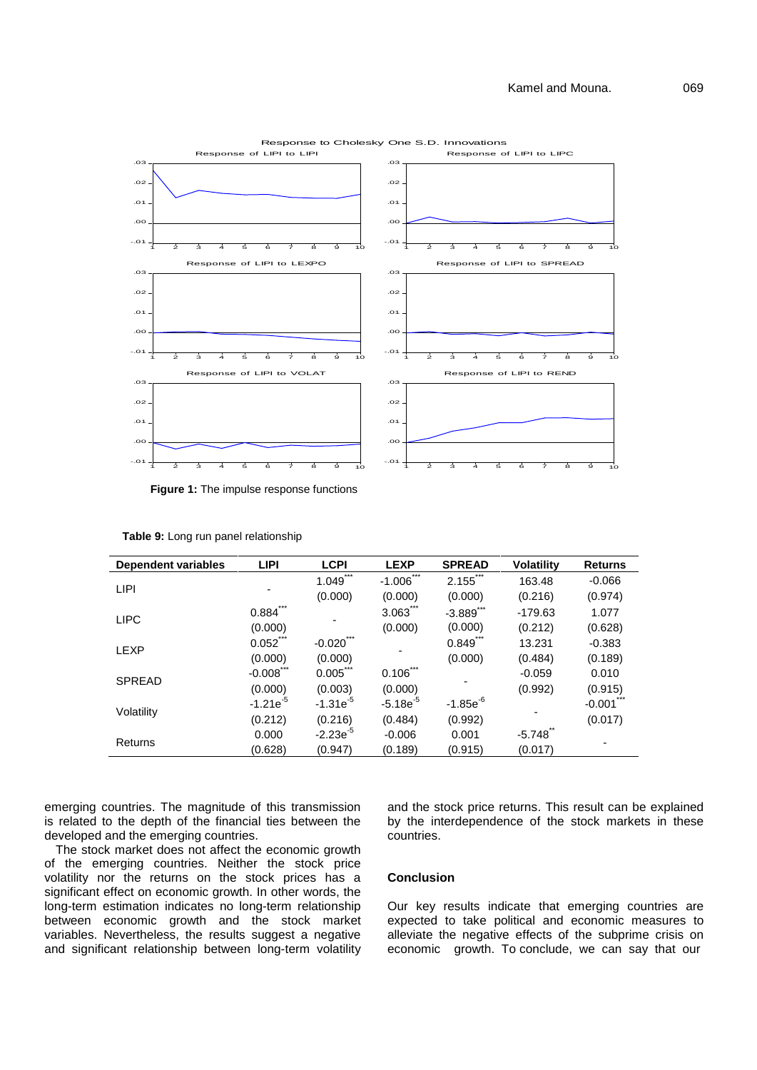Figure 1: The impulse response functions

**Table 9:** Long run panel relationship

| Dependent variables | LIPI | LCPI | LEXP | SPREAD | Volatility | Returns |
|---|---|---|---|---|---|---|
| LIPI | - | 1.049*** | -1.006*** | 2.155*** | 163.48 | -0.066 |
| | | (0.000) | (0.000) | (0.000) | (0.216) | (0.974) |
| LIPC | 0.884*** | - | 3.063*** | -3.889*** | -179.63 | 1.077 |
| | (0.000) | | (0.000) | (0.000) | (0.212) | (0.628) |
| LEXP | 0.052*** | -0.020*** | - | 0.849*** | 13.231 | -0.383 |
| | (0.000) | (0.000) | | (0.000) | (0.484) | (0.189) |
| SPREAD | -0.008*** | 0.005*** | 0.106*** | - | -0.059 | 0.010 |
| | (0.000) | (0.003) | (0.000) | | (0.992) | (0.915) |
| Volatility | $-1.21e^{-5}$ | $-1.31e^{-5}$ | $-5.18e^{-5}$ | $-1.85e^{-6}$ | - | -0.001*** |
| | (0.212) | (0.216) | (0.484) | (0.992) | | (0.017) |
| Returns | 0.000 | $-2.23e^{-5}$ | -0.006 | 0.001 | -5.748** | - |
| | (0.628) | (0.947) | (0.189) | (0.915) | (0.017) | |

emerging countries. The magnitude of this transmission is related to the depth of the financial ties between the developed and the emerging countries.

The stock market does not affect the economic growth of the emerging countries. Neither the stock price volatility nor the returns on the stock prices has a significant effect on economic growth. In other words, the long-term estimation indicates no long-term relationship between economic growth and the stock market variables. Nevertheless, the results suggest a negative and significant relationship between long-term volatility and the stock price returns. This result can be explained by the interdependence of the stock markets in these countries.

## Conclusion

Our key results indicate that emerging countries are expected to take political and economic measures to alleviate the negative effects of the subprime crisis on economic growth. To conclude, we can say that our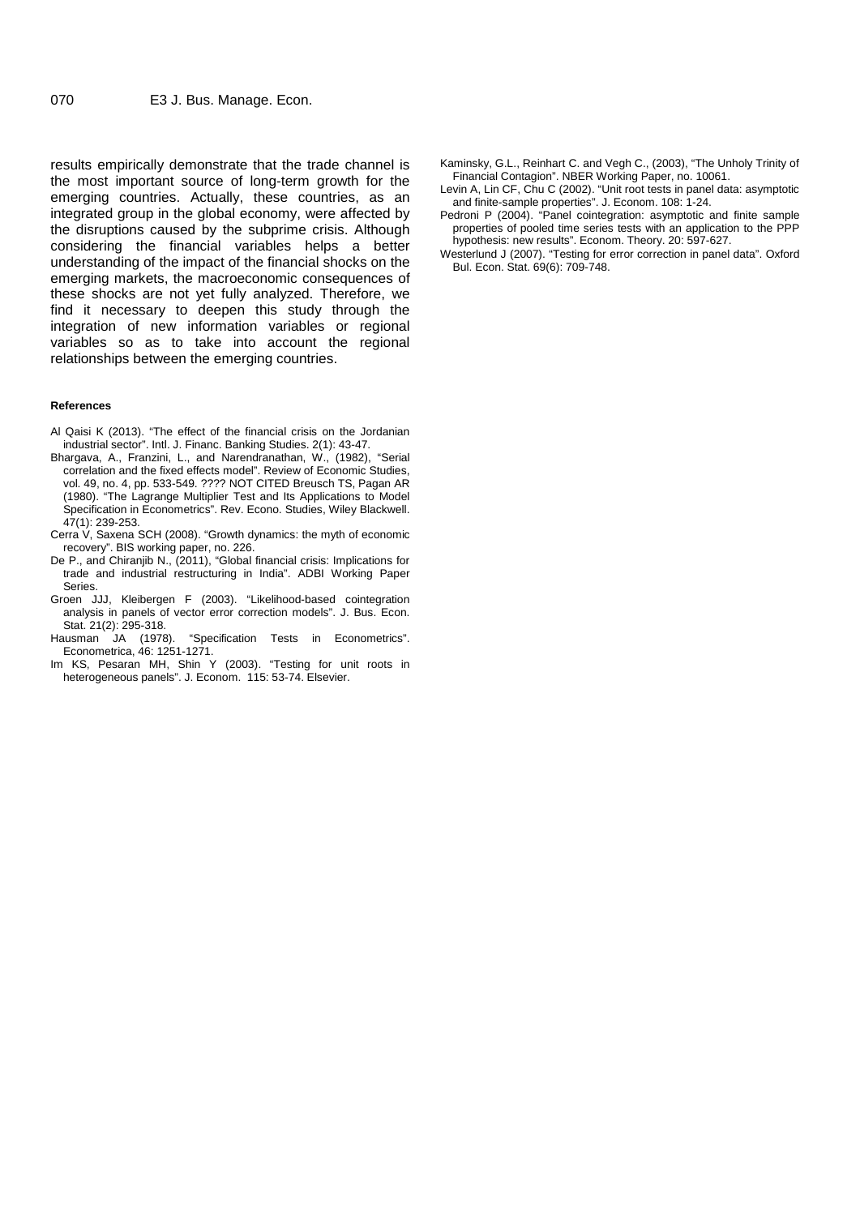results empirically demonstrate that the trade channel is the most important source of long-term growth for the emerging countries. Actually, these countries, as an integrated group in the global economy, were affected by the disruptions caused by the subprime crisis. Although considering the financial variables helps a better understanding of the impact of the financial shocks on the emerging markets, the macroeconomic consequences of these shocks are not yet fully analyzed. Therefore, we find it necessary to deepen this study through the integration of new information variables or regional variables so as to take into account the regional relationships between the emerging countries.

## References

Al Qaisi K (2013). "The effect of the financial crisis on the Jordanian industrial sector". Intl. J. Financ. Banking Studies. 2(1): 43-47.

Bhargava, A., Franzini, L., and Narendranathan, W., (1982), "Serial correlation and the fixed effects model". Review of Economic Studies, vol. 49, no. 4, pp. 533-549. ???? NOT CITED Breusch TS, Pagan AR (1980). "The Lagrange Multiplier Test and Its Applications to Model Specification in Econometrics". Rev. Econo. Studies, Wiley Blackwell. 47(1): 239-253.

Cerra V, Saxena SCH (2008). "Growth dynamics: the myth of economic recovery". BIS working paper, no. 226.

De P., and Chiranjib N., (2011), "Global financial crisis: Implications for trade and industrial restructuring in India". ADBI Working Paper Series.

Groen JJJ, Kleibergen F (2003). "Likelihood-based cointegration analysis in panels of vector error correction models". J. Bus. Econ. Stat. 21(2): 295-318.

Hausman JA (1978). "Specification Tests in Econometrics". Econometrica, 46: 1251-1271.

Im KS, Pesaran MH, Shin Y (2003). "Testing for unit roots in heterogeneous panels". J. Econom. 115: 53-74. Elsevier.

Kaminsky, G.L., Reinhart C. and Vegh C., (2003), "The Unholy Trinity of Financial Contagion". NBER Working Paper, no. 10061.

Levin A, Lin CF, Chu C (2002). "Unit root tests in panel data: asymptotic and finite-sample properties". J. Econom. 108: 1-24.

Pedroni P (2004). "Panel cointegration: asymptotic and finite sample properties of pooled time series tests with an application to the PPP hypothesis: new results". Econom. Theory. 20: 597-627.

Westerlund J (2007). "Testing for error correction in panel data". Oxford Bul. Econ. Stat. 69(6): 709-748.